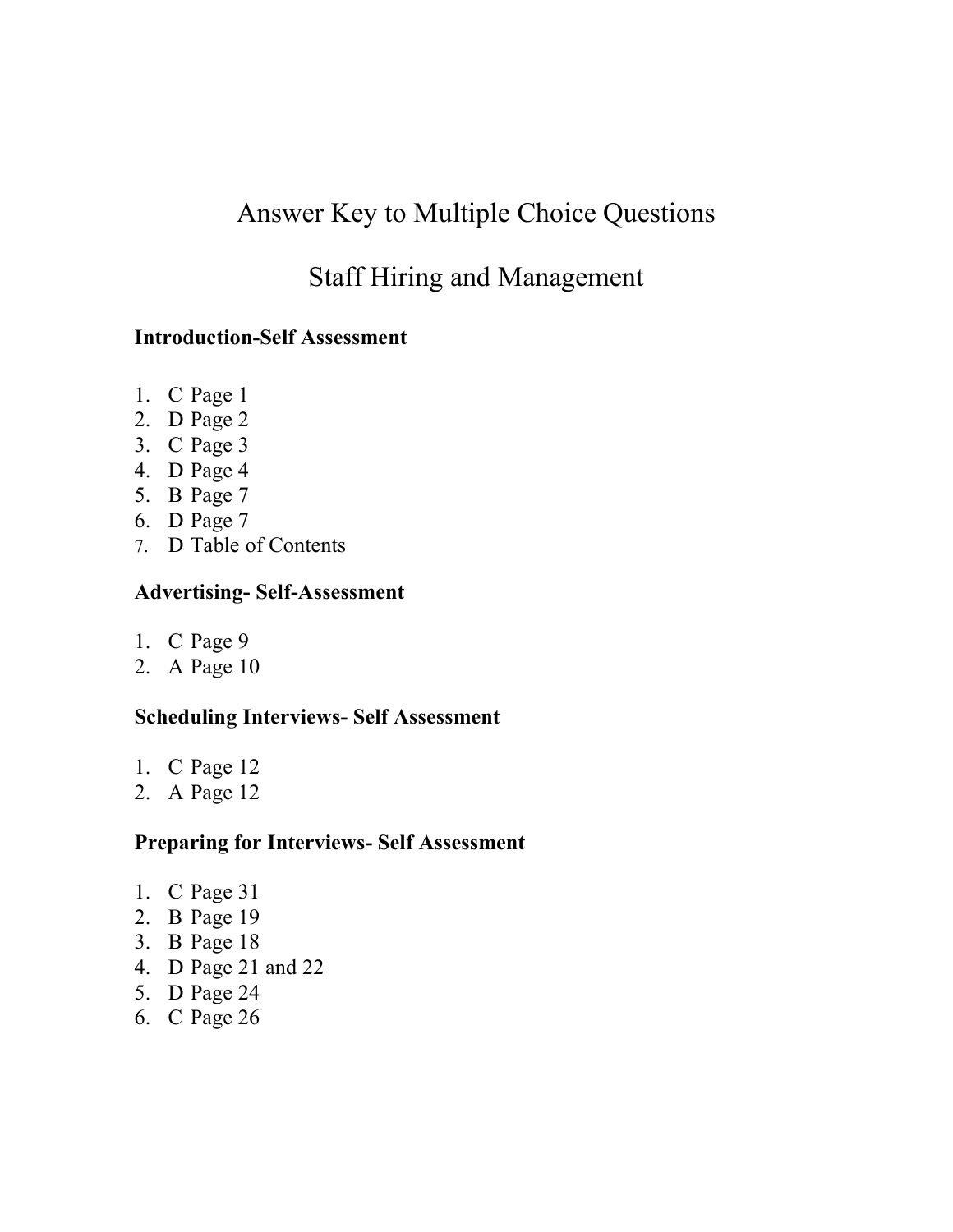# Answer Key to Multiple Choice Questions

# Staff Hiring and Management

**Introduction-Self Assessment**

1. C Page 1
2. D Page 2
3. C Page 3
4. D Page 4
5. B Page 7
6. D Page 7
7. D Table of Contents

**Advertising- Self-Assessment**

1. C Page 9
2. A Page 10

**Scheduling Interviews- Self Assessment**

1. C Page 12
2. A Page 12

**Preparing for Interviews- Self Assessment**

1. C Page 31
2. B Page 19
3. B Page 18
4. D Page 21 and 22
5. D Page 24
6. C Page 26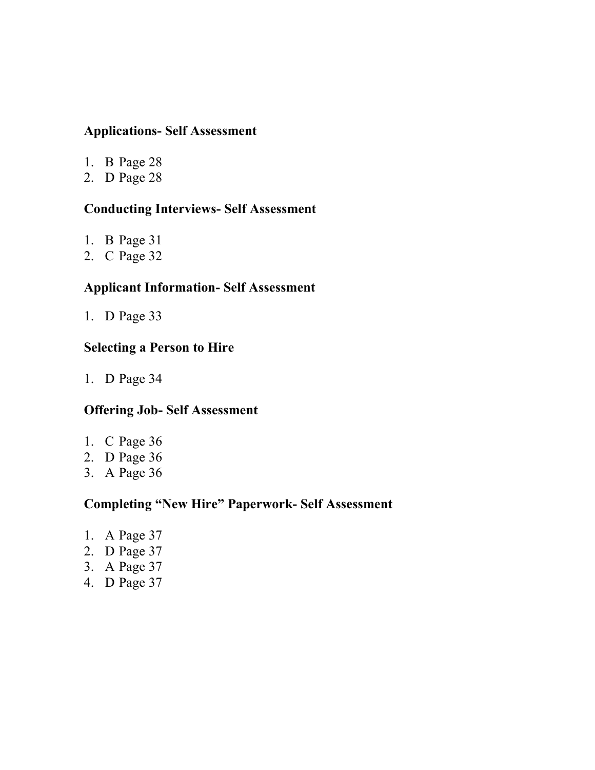### Applications- Self Assessment

1. B Page 28
2. D Page 28

### Conducting Interviews- Self Assessment

1. B Page 31
2. C Page 32

### Applicant Information- Self Assessment

1. D Page 33

### Selecting a Person to Hire

1. D Page 34

### Offering Job- Self Assessment

1. C Page 36
2. D Page 36
3. A Page 36

### Completing "New Hire" Paperwork- Self Assessment

1. A Page 37
2. D Page 37
3. A Page 37
4. D Page 37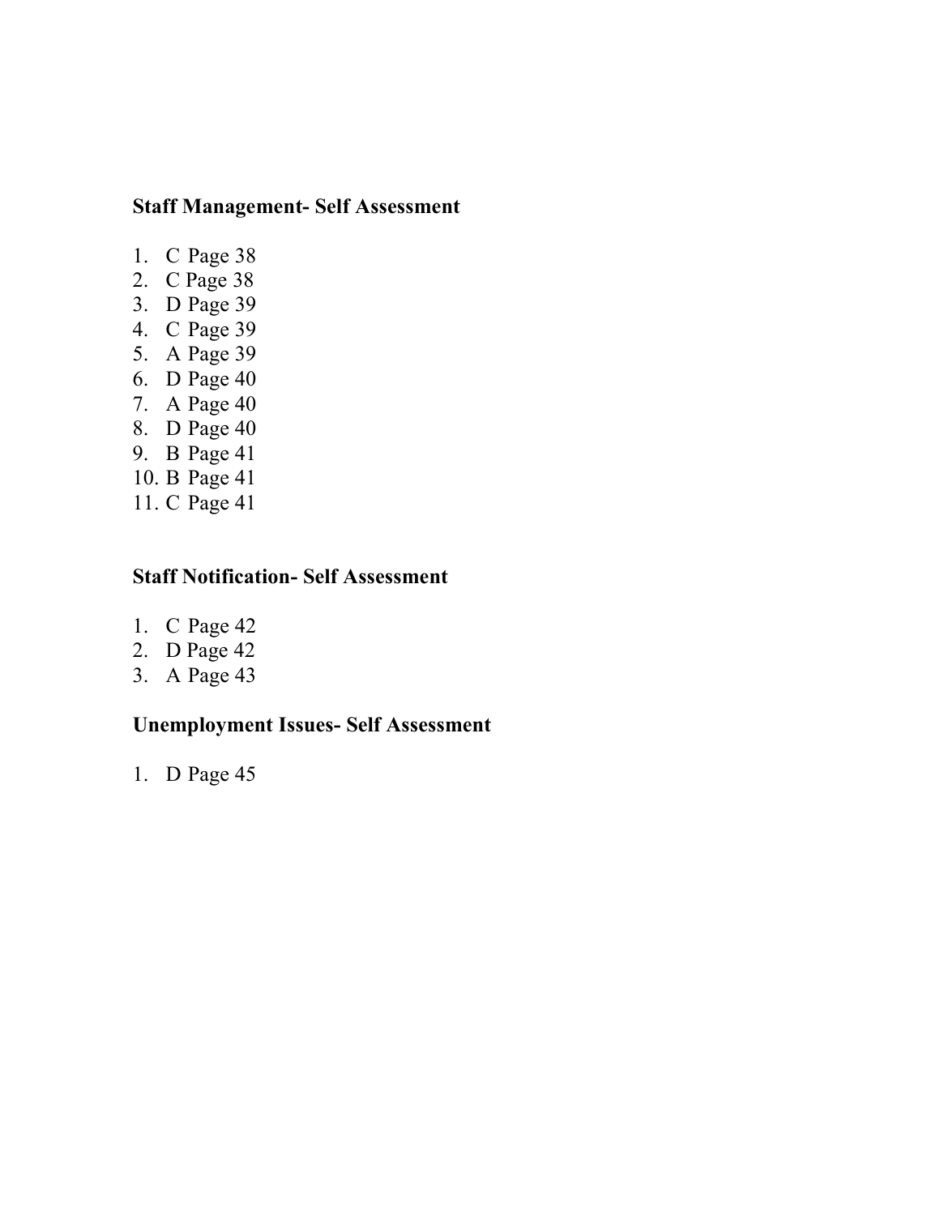**Staff Management- Self Assessment**

1. C Page 38
2. C Page 38
3. D Page 39
4. C Page 39
5. A Page 39
6. D Page 40
7. A Page 40
8. D Page 40
9. B Page 41
10. B Page 41
11. C Page 41

**Staff Notification- Self Assessment**

1. C Page 42
2. D Page 42
3. A Page 43

**Unemployment Issues- Self Assessment**

1. D Page 45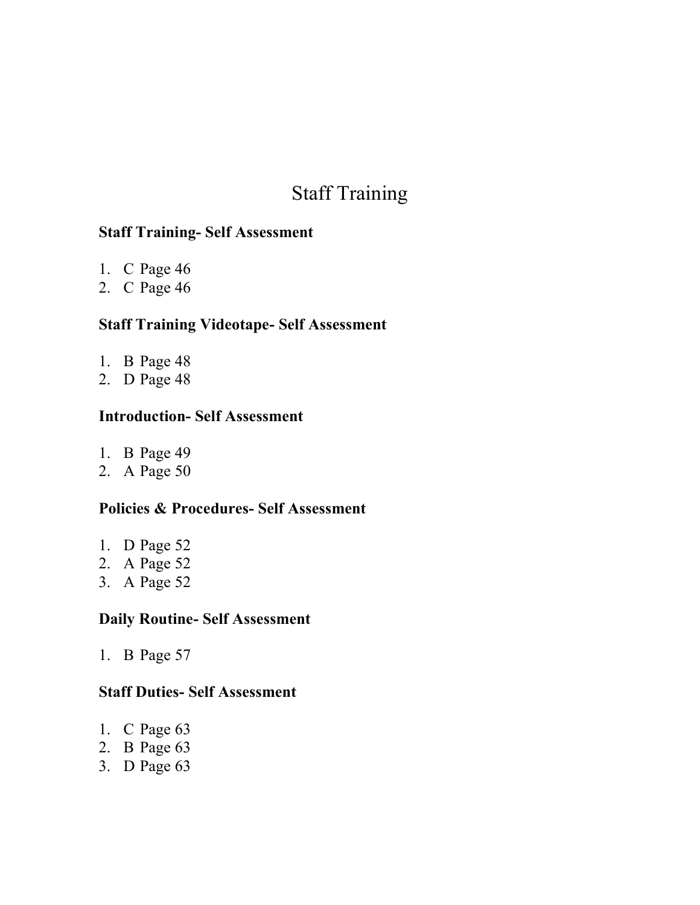# Staff Training

**Staff Training- Self Assessment**

1. C Page 46
2. C Page 46

**Staff Training Videotape- Self Assessment**

1. B Page 48
2. D Page 48

**Introduction- Self Assessment**

1. B Page 49
2. A Page 50

**Policies & Procedures- Self Assessment**

1. D Page 52
2. A Page 52
3. A Page 52

**Daily Routine- Self Assessment**

1. B Page 57

**Staff Duties- Self Assessment**

1. C Page 63
2. B Page 63
3. D Page 63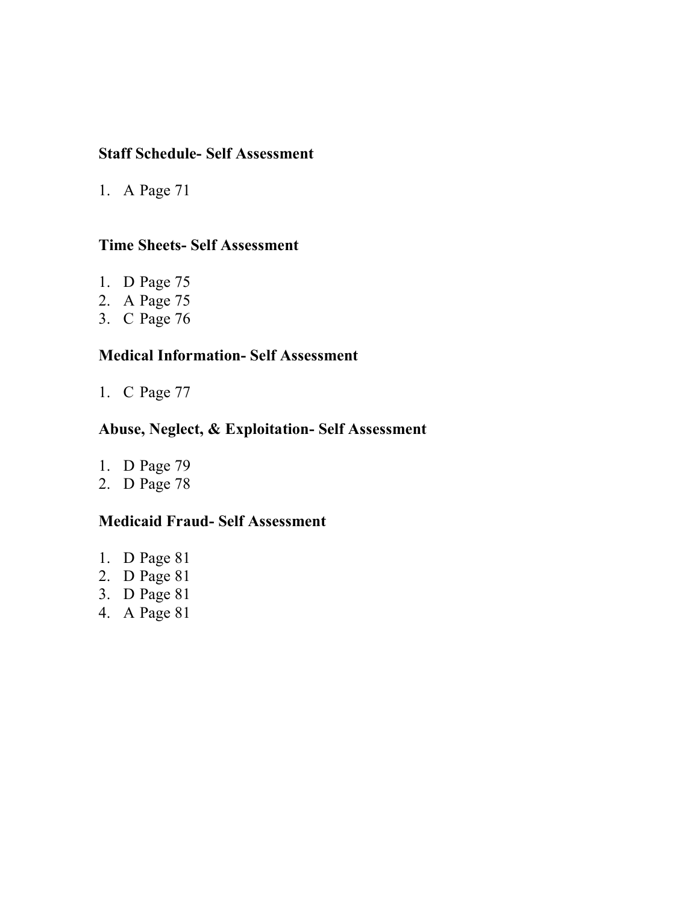**Staff Schedule- Self Assessment**

1. A Page 71

**Time Sheets- Self Assessment**

1. D Page 75
2. A Page 75
3. C Page 76

**Medical Information- Self Assessment**

1. C Page 77

**Abuse, Neglect, & Exploitation- Self Assessment**

1. D Page 79
2. D Page 78

**Medicaid Fraud- Self Assessment**

1. D Page 81
2. D Page 81
3. D Page 81
4. A Page 81